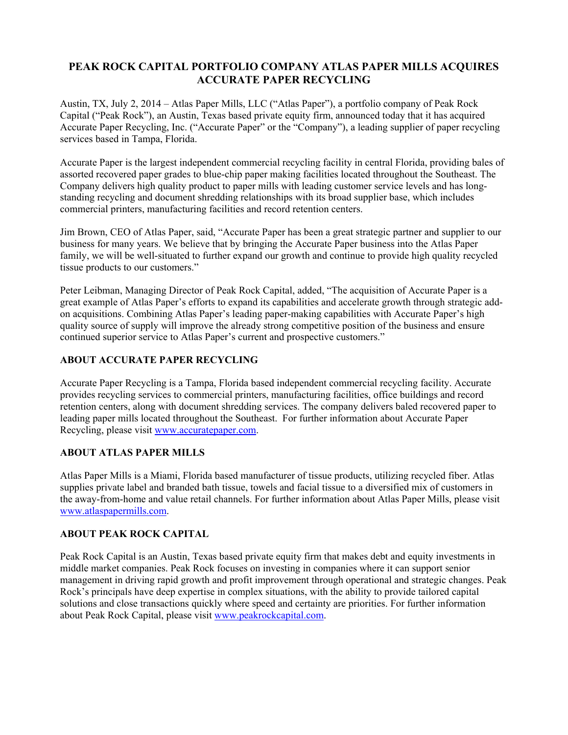# PEAK ROCK CAPITAL PORTFOLIO COMPANY ATLAS PAPER MILLS ACQUIRES ACCURATE PAPER RECYCLING

Austin, TX, July 2, 2014 – Atlas Paper Mills, LLC ("Atlas Paper"), a portfolio company of Peak Rock Capital ("Peak Rock"), an Austin, Texas based private equity firm, announced today that it has acquired Accurate Paper Recycling, Inc. ("Accurate Paper" or the "Company"), a leading supplier of paper recycling services based in Tampa, Florida.

Accurate Paper is the largest independent commercial recycling facility in central Florida, providing bales of assorted recovered paper grades to blue-chip paper making facilities located throughout the Southeast. The Company delivers high quality product to paper mills with leading customer service levels and has long-standing recycling and document shredding relationships with its broad supplier base, which includes commercial printers, manufacturing facilities and record retention centers.

Jim Brown, CEO of Atlas Paper, said, "Accurate Paper has been a great strategic partner and supplier to our business for many years. We believe that by bringing the Accurate Paper business into the Atlas Paper family, we will be well-situated to further expand our growth and continue to provide high quality recycled tissue products to our customers."

Peter Leibman, Managing Director of Peak Rock Capital, added, "The acquisition of Accurate Paper is a great example of Atlas Paper's efforts to expand its capabilities and accelerate growth through strategic add-on acquisitions. Combining Atlas Paper's leading paper-making capabilities with Accurate Paper's high quality source of supply will improve the already strong competitive position of the business and ensure continued superior service to Atlas Paper's current and prospective customers."

## ABOUT ACCURATE PAPER RECYCLING

Accurate Paper Recycling is a Tampa, Florida based independent commercial recycling facility. Accurate provides recycling services to commercial printers, manufacturing facilities, office buildings and record retention centers, along with document shredding services. The company delivers baled recovered paper to leading paper mills located throughout the Southeast. For further information about Accurate Paper Recycling, please visit [www.accuratepaper.com](www.accuratepaper.com).

## ABOUT ATLAS PAPER MILLS

Atlas Paper Mills is a Miami, Florida based manufacturer of tissue products, utilizing recycled fiber. Atlas supplies private label and branded bath tissue, towels and facial tissue to a diversified mix of customers in the away-from-home and value retail channels. For further information about Atlas Paper Mills, please visit [www.atlaspapermills.com](www.atlaspapermills.com).

## ABOUT PEAK ROCK CAPITAL

Peak Rock Capital is an Austin, Texas based private equity firm that makes debt and equity investments in middle market companies. Peak Rock focuses on investing in companies where it can support senior management in driving rapid growth and profit improvement through operational and strategic changes. Peak Rock's principals have deep expertise in complex situations, with the ability to provide tailored capital solutions and close transactions quickly where speed and certainty are priorities. For further information about Peak Rock Capital, please visit [www.peakrockcapital.com](www.peakrockcapital.com).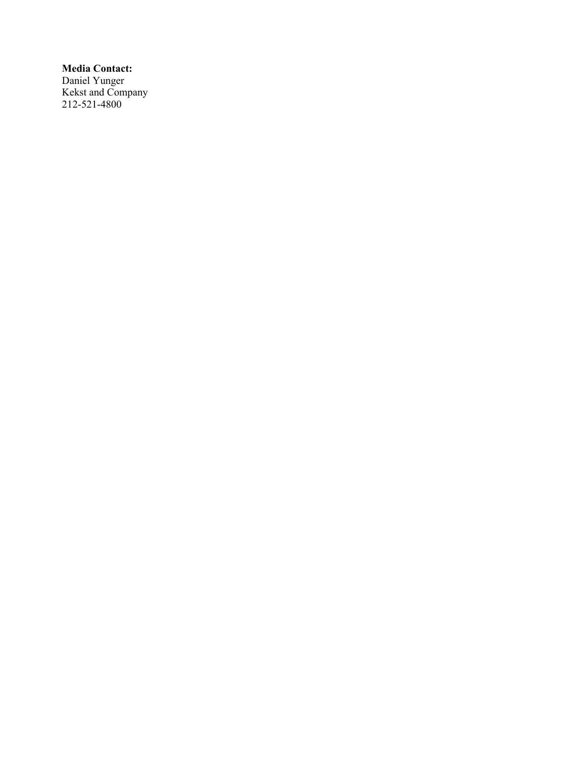**Media Contact:**
Daniel Yunger
Kekst and Company
212-521-4800